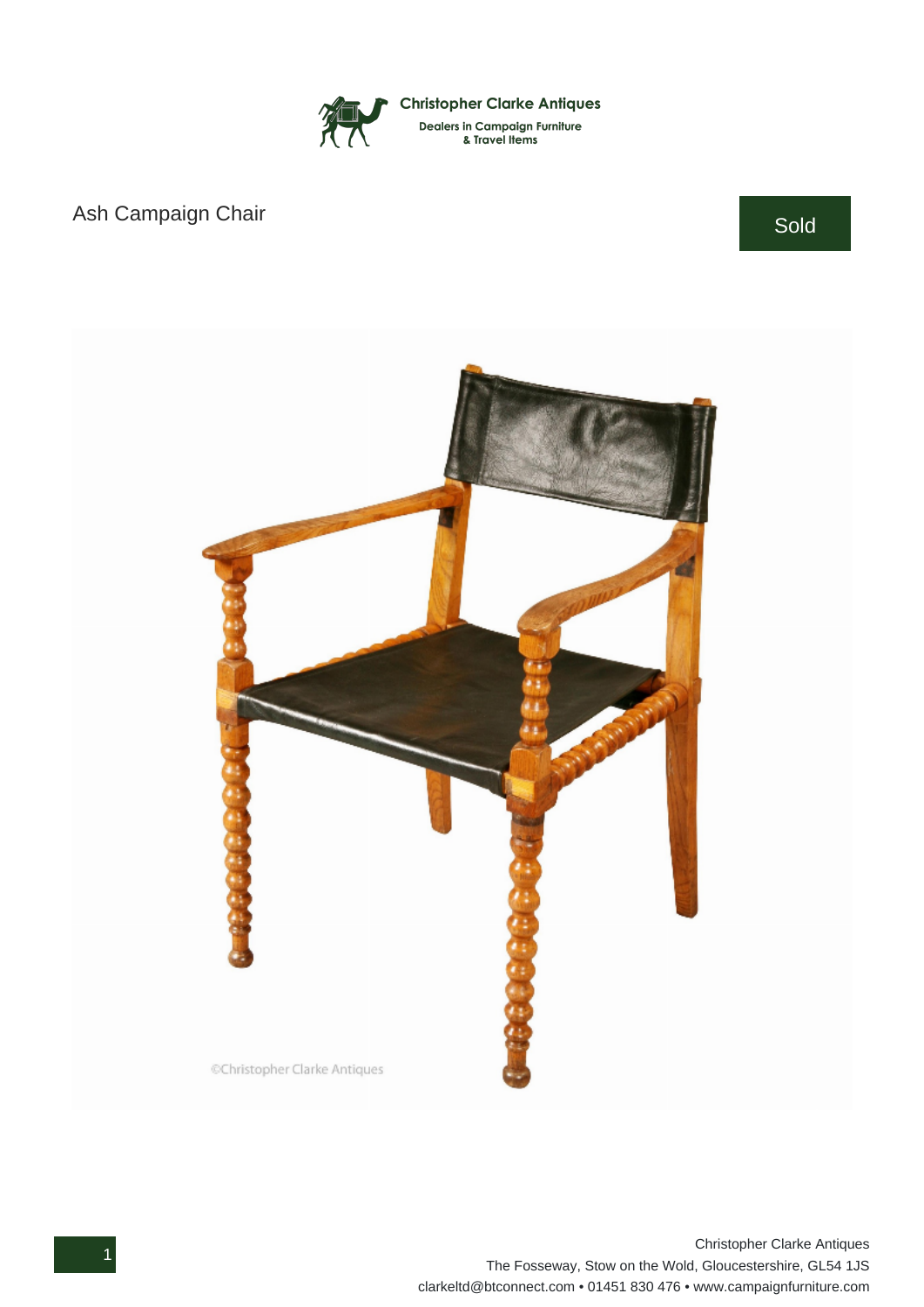**Christopher Clarke Antiques**
Dealers in Campaign Furniture
& Travel Items

# Ash Campaign Chair

Sold

Christopher Clarke Antiques
The Fosseway, Stow on the Wold, Gloucestershire, GL54 1JS
clarkeltd@btconnect.com • 01451 830 476 • www.campaignfurniture.com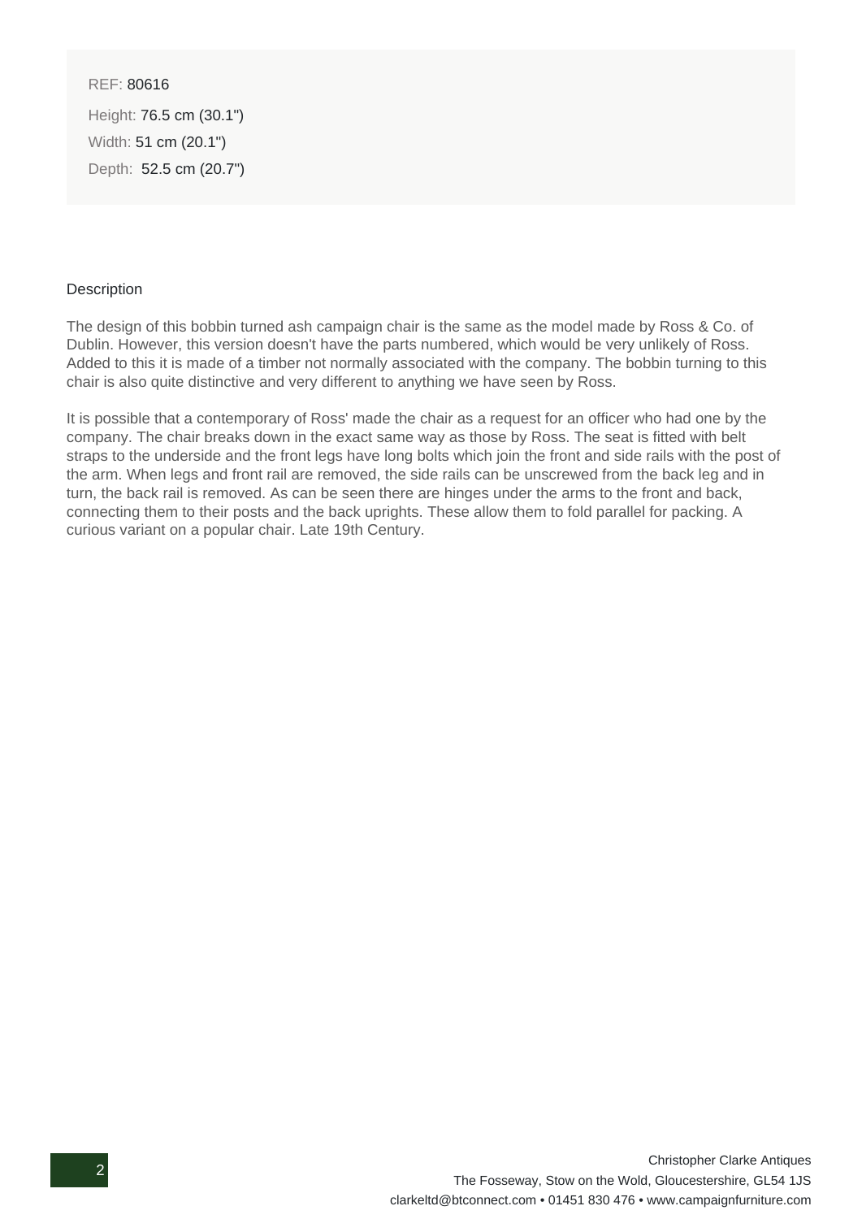REF: 80616

Height: 76.5 cm (30.1")

Width: 51 cm (20.1")

Depth: 52.5 cm (20.7")

## Description

The design of this bobbin turned ash campaign chair is the same as the model made by Ross & Co. of Dublin. However, this version doesn't have the parts numbered, which would be very unlikely of Ross. Added to this it is made of a timber not normally associated with the company. The bobbin turning to this chair is also quite distinctive and very different to anything we have seen by Ross.

It is possible that a contemporary of Ross' made the chair as a request for an officer who had one by the company. The chair breaks down in the exact same way as those by Ross. The seat is fitted with belt straps to the underside and the front legs have long bolts which join the front and side rails with the post of the arm. When legs and front rail are removed, the side rails can be unscrewed from the back leg and in turn, the back rail is removed. As can be seen there are hinges under the arms to the front and back, connecting them to their posts and the back uprights. These allow them to fold parallel for packing. A curious variant on a popular chair. Late 19th Century.

Christopher Clarke Antiques
The Fosseway, Stow on the Wold, Gloucestershire, GL54 1JS
clarkeltd@btconnect.com • 01451 830 476 • www.campaignfurniture.com